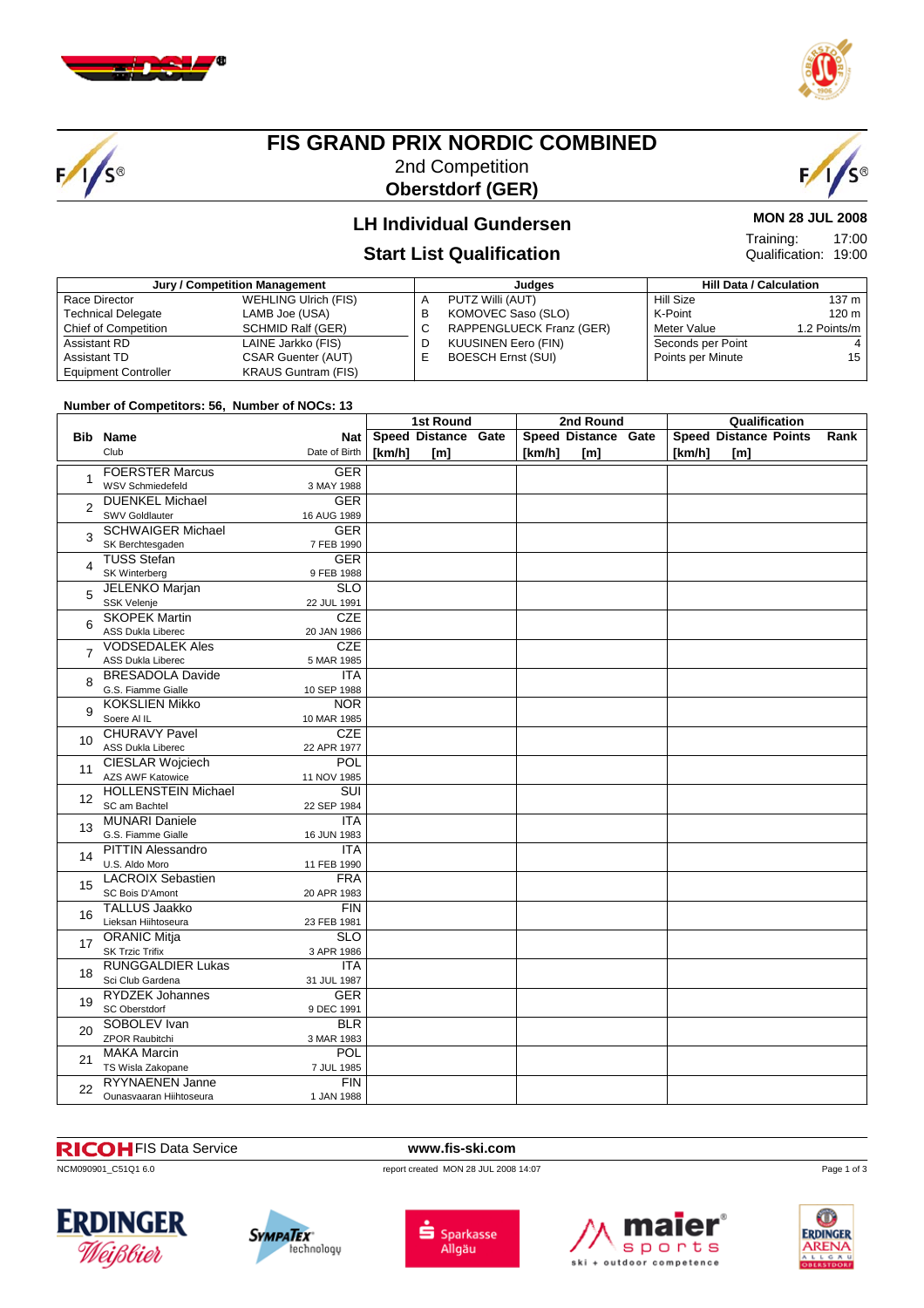# FIS GRAND PRIX NORDIC COMBINED

2nd Competition

**Oberstdorf (GER)**

## LH Individual Gundersen

## Start List Qualification

**MON 28 JUL 2008**

Training: 17:00

Qualification: 19:00

| Jury / Competition Management | | Judges | | Hill Data / Calculation | |
|---|---|---|---|---|---|
| Race Director | WEHLING Ulrich (FIS) | A | PUTZ Willi (AUT) | Hill Size | 137 m |
| Technical Delegate | LAMB Joe (USA) | B | KOMOVEC Saso (SLO) | K-Point | 120 m |
| Chief of Competition | SCHMID Ralf (GER) | C | RAPPENGLUECK Franz (GER) | Meter Value | 1.2 Points/m |
| Assistant RD | LAINE Jarkko (FIS) | D | KUUSINEN Eero (FIN) | Seconds per Point | 4 |
| Assistant TD | CSAR Guenter (AUT) | E | BOESCH Ernst (SUI) | Points per Minute | 15 |
| Equipment Controller | KRAUS Guntram (FIS) | | | | |

**Number of Competitors: 56, Number of NOCs: 13**

| Bib | Name / Club | Nat / Date of Birth | 1st Round Speed [km/h] | 1st Round Distance [m] | 1st Round Gate | 2nd Round Speed [km/h] | 2nd Round Distance [m] | 2nd Round Gate | Qualification Speed [km/h] | Qualification Distance [m] | Qualification Points | Rank |
|---|---|---|---|---|---|---|---|---|---|---|---|---|
| 1 | FOERSTER Marcus<br>WSV Schmiedefeld | GER<br>3 MAY 1988 | | | | | | | | | | |
| 2 | DUENKEL Michael<br>SWV Goldlauter | GER<br>16 AUG 1989 | | | | | | | | | | |
| 3 | SCHWAIGER Michael<br>SK Berchtesgaden | GER<br>7 FEB 1990 | | | | | | | | | | |
| 4 | TUSS Stefan<br>SK Winterberg | GER<br>9 FEB 1988 | | | | | | | | | | |
| 5 | JELENKO Marjan<br>SSK Velenje | SLO<br>22 JUL 1991 | | | | | | | | | | |
| 6 | SKOPEK Martin<br>ASS Dukla Liberec | CZE<br>20 JAN 1986 | | | | | | | | | | |
| 7 | VODSEDALEK Ales<br>ASS Dukla Liberec | CZE<br>5 MAR 1985 | | | | | | | | | | |
| 8 | BRESADOLA Davide<br>G.S. Fiamme Gialle | ITA<br>10 SEP 1988 | | | | | | | | | | |
| 9 | KOKSLIEN Mikko<br>Soere Al IL | NOR<br>10 MAR 1985 | | | | | | | | | | |
| 10 | CHURAVY Pavel<br>ASS Dukla Liberec | CZE<br>22 APR 1977 | | | | | | | | | | |
| 11 | CIESLAR Wojciech<br>AZS AWF Katowice | POL<br>11 NOV 1985 | | | | | | | | | | |
| 12 | HOLLENSTEIN Michael<br>SC am Bachtel | SUI<br>22 SEP 1984 | | | | | | | | | | |
| 13 | MUNARI Daniele<br>G.S. Fiamme Gialle | ITA<br>16 JUN 1983 | | | | | | | | | | |
| 14 | PITTIN Alessandro<br>U.S. Aldo Moro | ITA<br>11 FEB 1990 | | | | | | | | | | |
| 15 | LACROIX Sebastien<br>SC Bois D'Amont | FRA<br>20 APR 1983 | | | | | | | | | | |
| 16 | TALLUS Jaakko<br>Lieksan Hiihtoseura | FIN<br>23 FEB 1981 | | | | | | | | | | |
| 17 | ORANIC Mitja<br>SK Trzic Trifix | SLO<br>3 APR 1986 | | | | | | | | | | |
| 18 | RUNGGALDIER Lukas<br>Sci Club Gardena | ITA<br>31 JUL 1987 | | | | | | | | | | |
| 19 | RYDZEK Johannes<br>SC Oberstdorf | GER<br>9 DEC 1991 | | | | | | | | | | |
| 20 | SOBOLEV Ivan<br>ZPOR Raubitchi | BLR<br>3 MAR 1983 | | | | | | | | | | |
| 21 | MAKA Marcin<br>TS Wisla Zakopane | POL<br>7 JUL 1985 | | | | | | | | | | |
| 22 | RYYNAENEN Janne<br>Ounasvaaran Hiihtoseura | FIN<br>1 JAN 1988 | | | | | | | | | | |

RICOH FIS Data Service www.fis-ski.com

NCM090901_C51Q1 6.0 report created MON 28 JUL 2008 14:07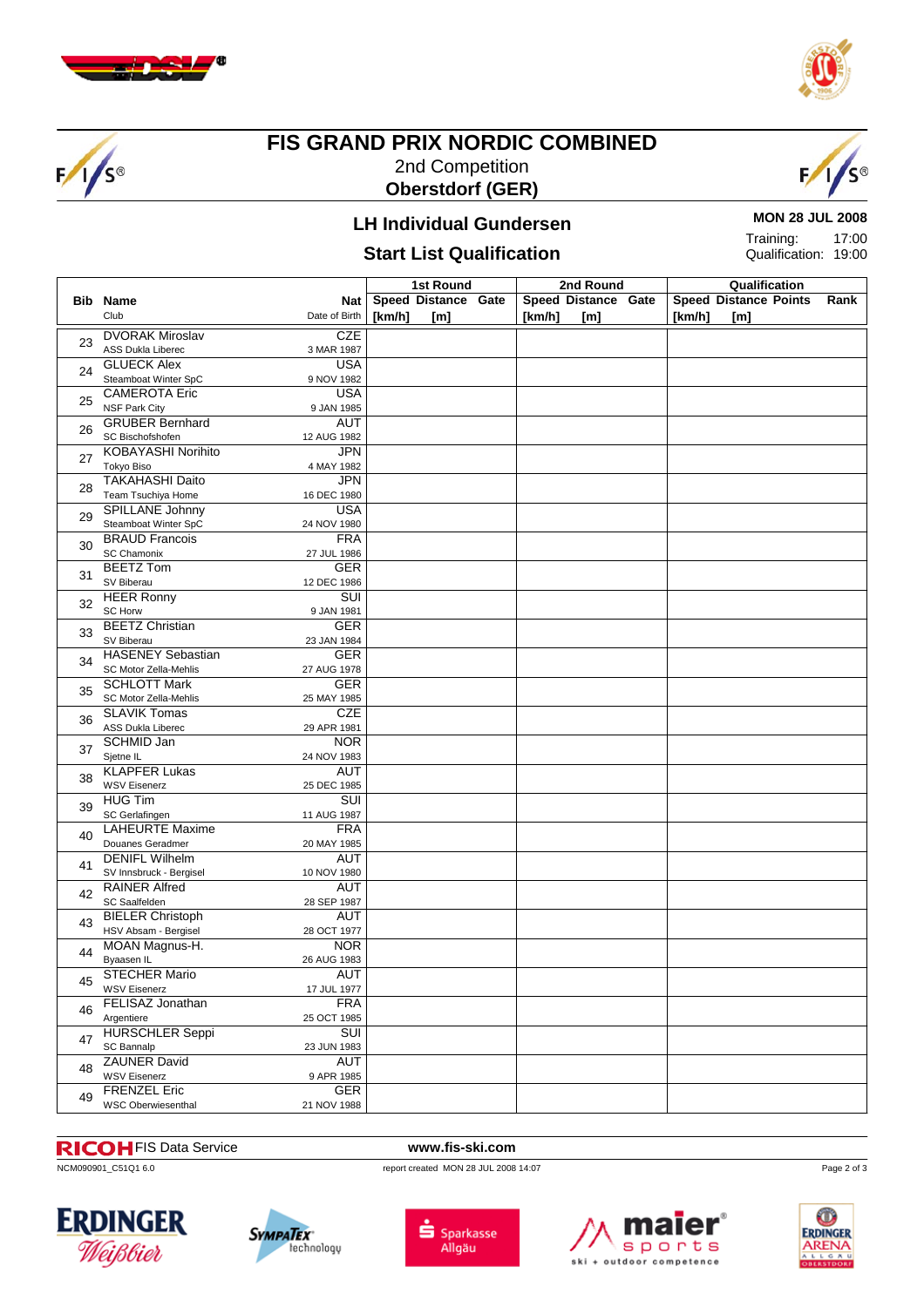# FIS GRAND PRIX NORDIC COMBINED

2nd Competition

**Oberstdorf (GER)**

## LH Individual Gundersen

## Start List Qualification

**MON 28 JUL 2008**

Training: 17:00

Qualification: 19:00

| Bib | Name / Club | Nat / Date of Birth | 1st Round Speed [km/h] | 1st Round Distance [m] | 1st Round Gate | 2nd Round Speed [km/h] | 2nd Round Distance [m] | 2nd Round Gate | Qualification Speed [km/h] | Qualification Distance [m] | Qualification Points | Rank |
|---|---|---|---|---|---|---|---|---|---|---|---|---|
| 23 | DVORAK Miroslav / ASS Dukla Liberec | CZE / 3 MAR 1987 | | | | | | | | | | |
| 24 | GLUECK Alex / Steamboat Winter SpC | USA / 9 NOV 1982 | | | | | | | | | | |
| 25 | CAMEROTA Eric / NSF Park City | USA / 9 JAN 1985 | | | | | | | | | | |
| 26 | GRUBER Bernhard / SC Bischofshofen | AUT / 12 AUG 1982 | | | | | | | | | | |
| 27 | KOBAYASHI Norihito / Tokyo Biso | JPN / 4 MAY 1982 | | | | | | | | | | |
| 28 | TAKAHASHI Daito / Team Tsuchiya Home | JPN / 16 DEC 1980 | | | | | | | | | | |
| 29 | SPILLANE Johnny / Steamboat Winter SpC | USA / 24 NOV 1980 | | | | | | | | | | |
| 30 | BRAUD Francois / SC Chamonix | FRA / 27 JUL 1986 | | | | | | | | | | |
| 31 | BEETZ Tom / SV Biberau | GER / 12 DEC 1986 | | | | | | | | | | |
| 32 | HEER Ronny / SC Horw | SUI / 9 JAN 1981 | | | | | | | | | | |
| 33 | BEETZ Christian / SV Biberau | GER / 23 JAN 1984 | | | | | | | | | | |
| 34 | HASENEY Sebastian / SC Motor Zella-Mehlis | GER / 27 AUG 1978 | | | | | | | | | | |
| 35 | SCHLOTT Mark / SC Motor Zella-Mehlis | GER / 25 MAY 1985 | | | | | | | | | | |
| 36 | SLAVIK Tomas / ASS Dukla Liberec | CZE / 29 APR 1981 | | | | | | | | | | |
| 37 | SCHMID Jan / Sjetne IL | NOR / 24 NOV 1983 | | | | | | | | | | |
| 38 | KLAPFER Lukas / WSV Eisenerz | AUT / 25 DEC 1985 | | | | | | | | | | |
| 39 | HUG Tim / SC Gerlafingen | SUI / 11 AUG 1987 | | | | | | | | | | |
| 40 | LAHEURTE Maxime / Douanes Geradmer | FRA / 20 MAY 1985 | | | | | | | | | | |
| 41 | DENIFL Wilhelm / SV Innsbruck - Bergisel | AUT / 10 NOV 1980 | | | | | | | | | | |
| 42 | RAINER Alfred / SC Saalfelden | AUT / 28 SEP 1987 | | | | | | | | | | |
| 43 | BIELER Christoph / HSV Absam - Bergisel | AUT / 28 OCT 1977 | | | | | | | | | | |
| 44 | MOAN Magnus-H. / Byaasen IL | NOR / 26 AUG 1983 | | | | | | | | | | |
| 45 | STECHER Mario / WSV Eisenerz | AUT / 17 JUL 1977 | | | | | | | | | | |
| 46 | FELISAZ Jonathan / Argentiere | FRA / 25 OCT 1985 | | | | | | | | | | |
| 47 | HURSCHLER Seppi / SC Bannalp | SUI / 23 JUN 1983 | | | | | | | | | | |
| 48 | ZAUNER David / WSV Eisenerz | AUT / 9 APR 1985 | | | | | | | | | | |
| 49 | FRENZEL Eric / WSC Oberwiesenthal | GER / 21 NOV 1988 | | | | | | | | | | |

RICOH FIS Data Service — www.fis-ski.com

NCM090901_C51Q1 6.0 — report created MON 28 JUL 2008 14:07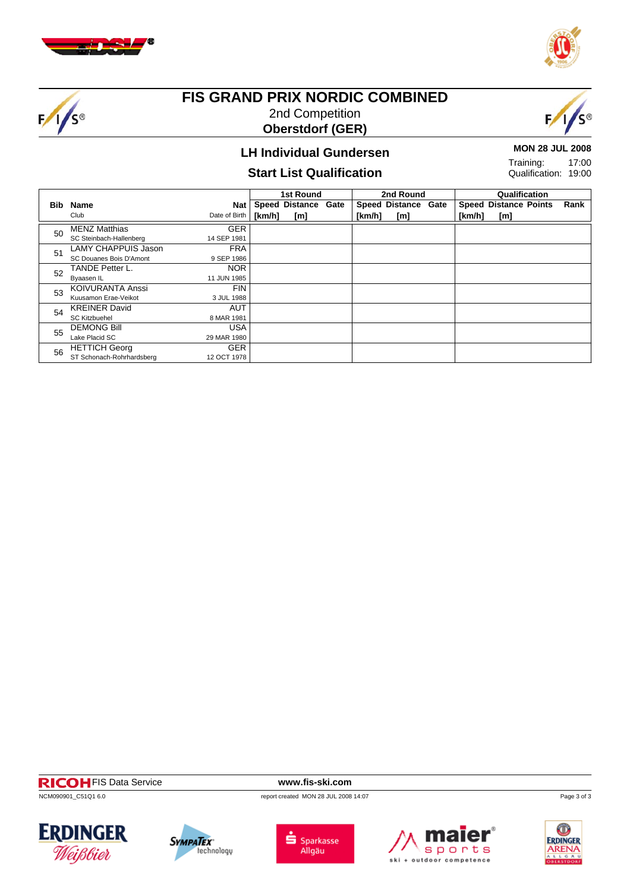# FIS GRAND PRIX NORDIC COMBINED

2nd Competition

**Oberstdorf (GER)**

## LH Individual Gundersen

## Start List Qualification

**MON 28 JUL 2008**

Training: 17:00
Qualification: 19:00

| Bib | Name / Club | Nat / Date of Birth | 1st Round | | | 2nd Round | | | Qualification | | | |
|---|---|---|---|---|---|---|---|---|---|---|---|---|
| | | | Speed [km/h] | Distance [m] | Gate | Speed [km/h] | Distance [m] | Gate | Speed [km/h] | Distance [m] | Points | Rank |
| 50 | MENZ Matthias<br>SC Steinbach-Hallenberg | GER<br>14 SEP 1981 | | | | | | | | | | |
| 51 | LAMY CHAPPUIS Jason<br>SC Douanes Bois D'Amont | FRA<br>9 SEP 1986 | | | | | | | | | | |
| 52 | TANDE Petter L.<br>Byaasen IL | NOR<br>11 JUN 1985 | | | | | | | | | | |
| 53 | KOIVURANTA Anssi<br>Kuusamon Erae-Veikot | FIN<br>3 JUL 1988 | | | | | | | | | | |
| 54 | KREINER David<br>SC Kitzbuehel | AUT<br>8 MAR 1981 | | | | | | | | | | |
| 55 | DEMONG Bill<br>Lake Placid SC | USA<br>29 MAR 1980 | | | | | | | | | | |
| 56 | HETTICH Georg<br>ST Schonach-Rohrhardsberg | GER<br>12 OCT 1978 | | | | | | | | | | |

RICOH FIS Data Service    www.fis-ski.com

NCM090901_C51Q1 6.0    report created MON 28 JUL 2008 14:07